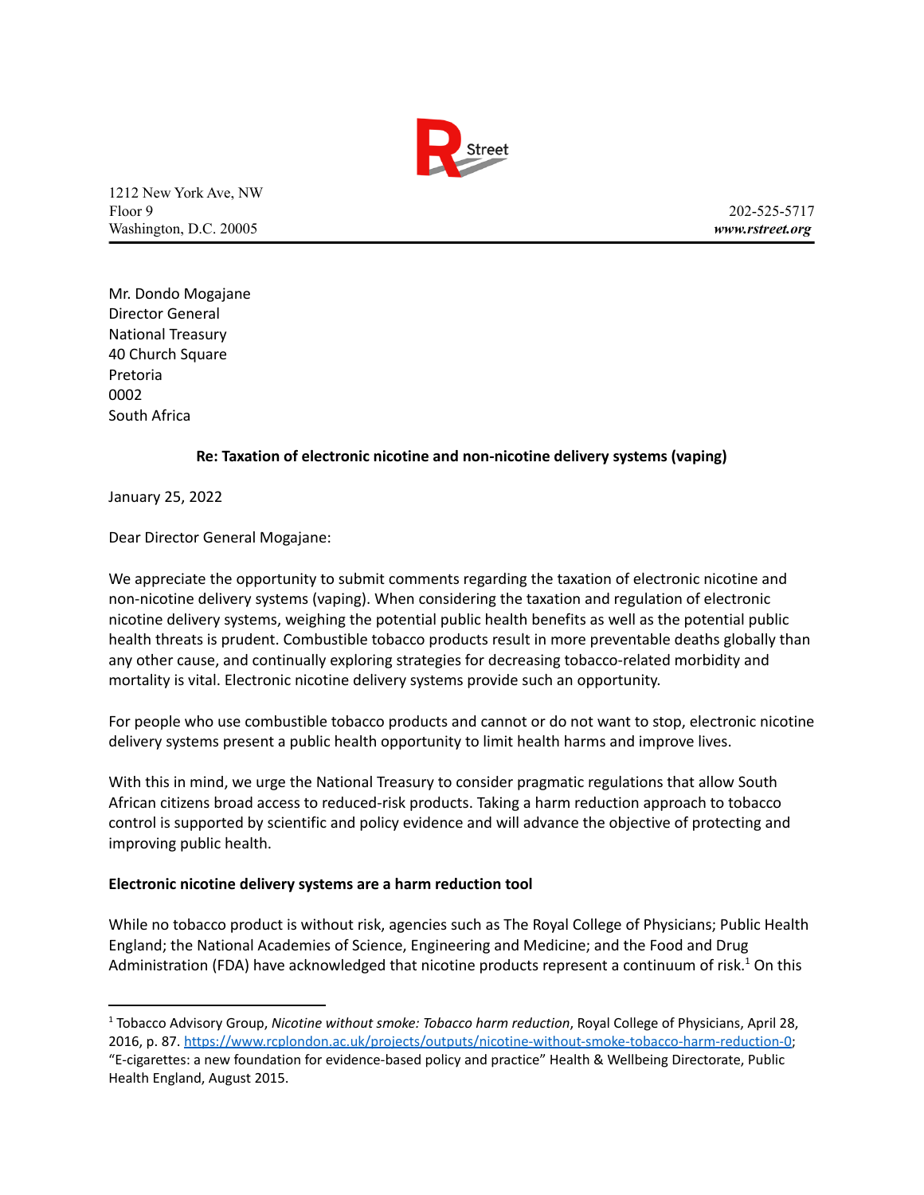R Street

1212 New York Ave, NW
Floor 9
Washington, D.C. 20005

202-525-5717
*www.rstreet.org*

Mr. Dondo Mogajane
Director General
National Treasury
40 Church Square
Pretoria
0002
South Africa

**Re: Taxation of electronic nicotine and non-nicotine delivery systems (vaping)**

January 25, 2022

Dear Director General Mogajane:

We appreciate the opportunity to submit comments regarding the taxation of electronic nicotine and non-nicotine delivery systems (vaping). When considering the taxation and regulation of electronic nicotine delivery systems, weighing the potential public health benefits as well as the potential public health threats is prudent. Combustible tobacco products result in more preventable deaths globally than any other cause, and continually exploring strategies for decreasing tobacco-related morbidity and mortality is vital. Electronic nicotine delivery systems provide such an opportunity.

For people who use combustible tobacco products and cannot or do not want to stop, electronic nicotine delivery systems present a public health opportunity to limit health harms and improve lives.

With this in mind, we urge the National Treasury to consider pragmatic regulations that allow South African citizens broad access to reduced-risk products. Taking a harm reduction approach to tobacco control is supported by scientific and policy evidence and will advance the objective of protecting and improving public health.

**Electronic nicotine delivery systems are a harm reduction tool**

While no tobacco product is without risk, agencies such as The Royal College of Physicians; Public Health England; the National Academies of Science, Engineering and Medicine; and the Food and Drug Administration (FDA) have acknowledged that nicotine products represent a continuum of risk.[1] On this

---

[1] Tobacco Advisory Group, *Nicotine without smoke: Tobacco harm reduction*, Royal College of Physicians, April 28, 2016, p. 87. https://www.rcplondon.ac.uk/projects/outputs/nicotine-without-smoke-tobacco-harm-reduction-0; "E-cigarettes: a new foundation for evidence-based policy and practice" Health & Wellbeing Directorate, Public Health England, August 2015.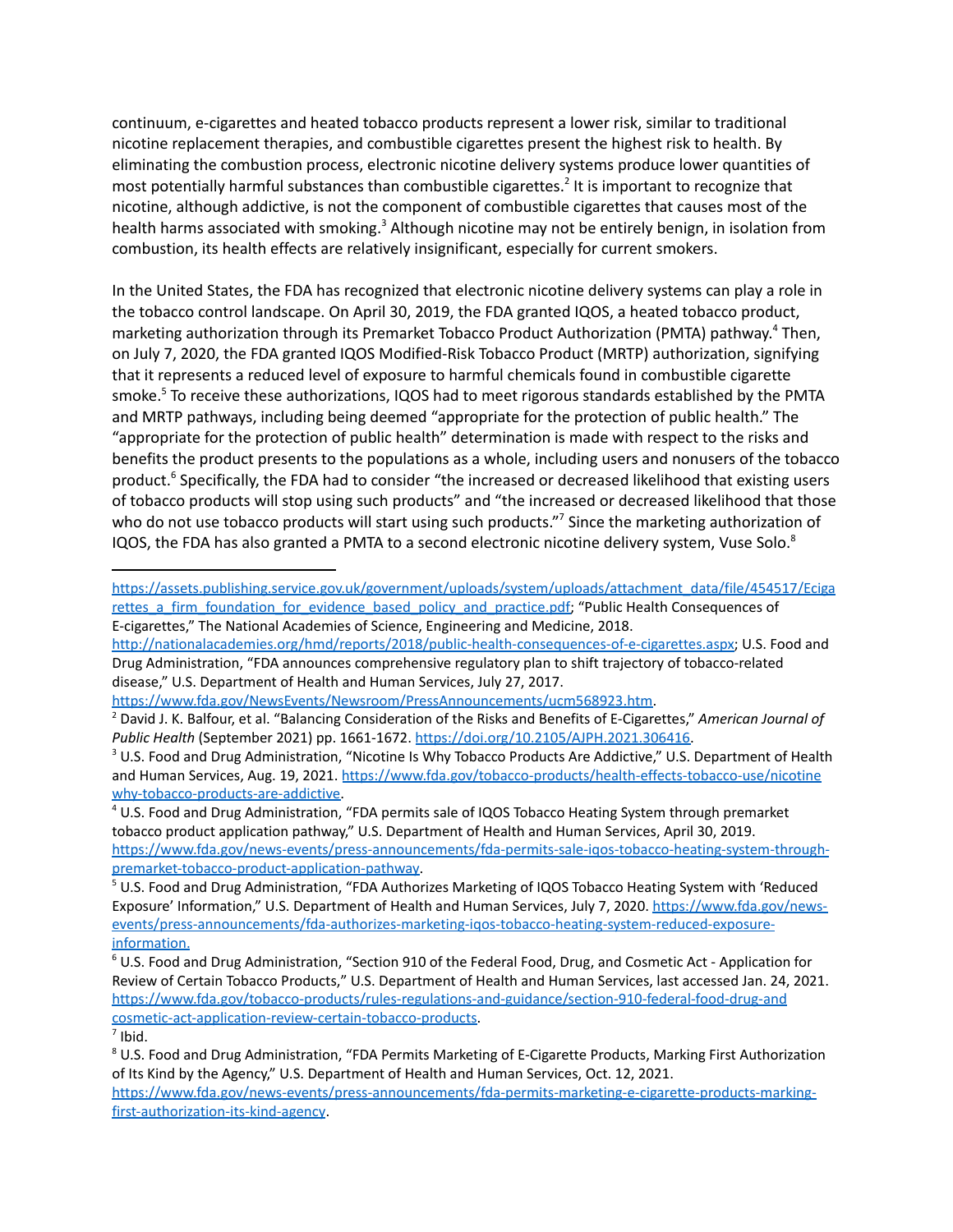continuum, e-cigarettes and heated tobacco products represent a lower risk, similar to traditional nicotine replacement therapies, and combustible cigarettes present the highest risk to health. By eliminating the combustion process, electronic nicotine delivery systems produce lower quantities of most potentially harmful substances than combustible cigarettes.[2] It is important to recognize that nicotine, although addictive, is not the component of combustible cigarettes that causes most of the health harms associated with smoking.[3] Although nicotine may not be entirely benign, in isolation from combustion, its health effects are relatively insignificant, especially for current smokers.

In the United States, the FDA has recognized that electronic nicotine delivery systems can play a role in the tobacco control landscape. On April 30, 2019, the FDA granted IQOS, a heated tobacco product, marketing authorization through its Premarket Tobacco Product Authorization (PMTA) pathway.[4] Then, on July 7, 2020, the FDA granted IQOS Modified-Risk Tobacco Product (MRTP) authorization, signifying that it represents a reduced level of exposure to harmful chemicals found in combustible cigarette smoke.[5] To receive these authorizations, IQOS had to meet rigorous standards established by the PMTA and MRTP pathways, including being deemed "appropriate for the protection of public health." The "appropriate for the protection of public health" determination is made with respect to the risks and benefits the product presents to the populations as a whole, including users and nonusers of the tobacco product.[6] Specifically, the FDA had to consider "the increased or decreased likelihood that existing users of tobacco products will stop using such products" and "the increased or decreased likelihood that those who do not use tobacco products will start using such products."[7] Since the marketing authorization of IQOS, the FDA has also granted a PMTA to a second electronic nicotine delivery system, Vuse Solo.[8]

---

https://assets.publishing.service.gov.uk/government/uploads/system/uploads/attachment_data/file/454517/Ecigarettes_a_firm_foundation_for_evidence_based_policy_and_practice.pdf; "Public Health Consequences of E-cigarettes," The National Academies of Science, Engineering and Medicine, 2018. http://nationalacademies.org/hmd/reports/2018/public-health-consequences-of-e-cigarettes.aspx; U.S. Food and Drug Administration, "FDA announces comprehensive regulatory plan to shift trajectory of tobacco-related disease," U.S. Department of Health and Human Services, July 27, 2017. https://www.fda.gov/NewsEvents/Newsroom/PressAnnouncements/ucm568923.htm.

[2] David J. K. Balfour, et al. "Balancing Consideration of the Risks and Benefits of E-Cigarettes," *American Journal of Public Health* (September 2021) pp. 1661-1672. https://doi.org/10.2105/AJPH.2021.306416.

[3] U.S. Food and Drug Administration, "Nicotine Is Why Tobacco Products Are Addictive," U.S. Department of Health and Human Services, Aug. 19, 2021. https://www.fda.gov/tobacco-products/health-effects-tobacco-use/nicotine why-tobacco-products-are-addictive.

[4] U.S. Food and Drug Administration, "FDA permits sale of IQOS Tobacco Heating System through premarket tobacco product application pathway," U.S. Department of Health and Human Services, April 30, 2019. https://www.fda.gov/news-events/press-announcements/fda-permits-sale-iqos-tobacco-heating-system-through-premarket-tobacco-product-application-pathway.

[5] U.S. Food and Drug Administration, "FDA Authorizes Marketing of IQOS Tobacco Heating System with 'Reduced Exposure' Information," U.S. Department of Health and Human Services, July 7, 2020. https://www.fda.gov/news-events/press-announcements/fda-authorizes-marketing-iqos-tobacco-heating-system-reduced-exposure-information.

[6] U.S. Food and Drug Administration, "Section 910 of the Federal Food, Drug, and Cosmetic Act - Application for Review of Certain Tobacco Products," U.S. Department of Health and Human Services, last accessed Jan. 24, 2021. https://www.fda.gov/tobacco-products/rules-regulations-and-guidance/section-910-federal-food-drug-and cosmetic-act-application-review-certain-tobacco-products.

[7] Ibid.

[8] U.S. Food and Drug Administration, "FDA Permits Marketing of E-Cigarette Products, Marking First Authorization of Its Kind by the Agency," U.S. Department of Health and Human Services, Oct. 12, 2021. https://www.fda.gov/news-events/press-announcements/fda-permits-marketing-e-cigarette-products-marking-first-authorization-its-kind-agency.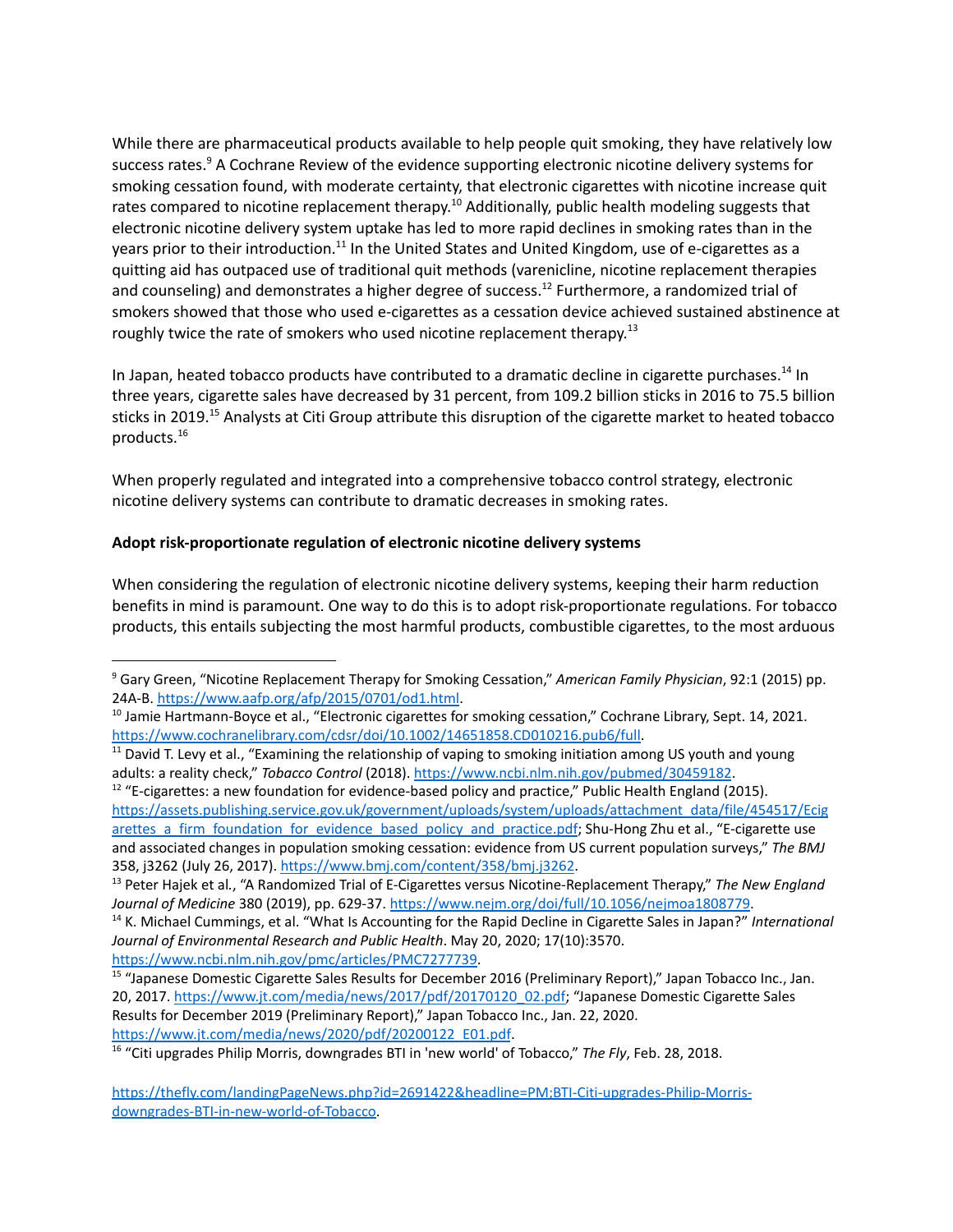While there are pharmaceutical products available to help people quit smoking, they have relatively low success rates.[9] A Cochrane Review of the evidence supporting electronic nicotine delivery systems for smoking cessation found, with moderate certainty, that electronic cigarettes with nicotine increase quit rates compared to nicotine replacement therapy.[10] Additionally, public health modeling suggests that electronic nicotine delivery system uptake has led to more rapid declines in smoking rates than in the years prior to their introduction.[11] In the United States and United Kingdom, use of e-cigarettes as a quitting aid has outpaced use of traditional quit methods (varenicline, nicotine replacement therapies and counseling) and demonstrates a higher degree of success.[12] Furthermore, a randomized trial of smokers showed that those who used e-cigarettes as a cessation device achieved sustained abstinence at roughly twice the rate of smokers who used nicotine replacement therapy.[13]

In Japan, heated tobacco products have contributed to a dramatic decline in cigarette purchases.[14] In three years, cigarette sales have decreased by 31 percent, from 109.2 billion sticks in 2016 to 75.5 billion sticks in 2019.[15] Analysts at Citi Group attribute this disruption of the cigarette market to heated tobacco products.[16]

When properly regulated and integrated into a comprehensive tobacco control strategy, electronic nicotine delivery systems can contribute to dramatic decreases in smoking rates.

**Adopt risk-proportionate regulation of electronic nicotine delivery systems**

When considering the regulation of electronic nicotine delivery systems, keeping their harm reduction benefits in mind is paramount. One way to do this is to adopt risk-proportionate regulations. For tobacco products, this entails subjecting the most harmful products, combustible cigarettes, to the most arduous

---

[9] Gary Green, "Nicotine Replacement Therapy for Smoking Cessation," *American Family Physician*, 92:1 (2015) pp. 24A-B. https://www.aafp.org/afp/2015/0701/od1.html.

[10] Jamie Hartmann-Boyce et al., "Electronic cigarettes for smoking cessation," Cochrane Library, Sept. 14, 2021. https://www.cochranelibrary.com/cdsr/doi/10.1002/14651858.CD010216.pub6/full.

[11] David T. Levy et al., "Examining the relationship of vaping to smoking initiation among US youth and young adults: a reality check," *Tobacco Control* (2018). https://www.ncbi.nlm.nih.gov/pubmed/30459182.

[12] "E-cigarettes: a new foundation for evidence-based policy and practice," Public Health England (2015). https://assets.publishing.service.gov.uk/government/uploads/system/uploads/attachment_data/file/454517/Ecigarettes_a_firm_foundation_for_evidence_based_policy_and_practice.pdf; Shu-Hong Zhu et al., "E-cigarette use and associated changes in population smoking cessation: evidence from US current population surveys," *The BMJ* 358, j3262 (July 26, 2017). https://www.bmj.com/content/358/bmj.j3262.

[13] Peter Hajek et al., "A Randomized Trial of E-Cigarettes versus Nicotine-Replacement Therapy," *The New England Journal of Medicine* 380 (2019), pp. 629-37. https://www.nejm.org/doi/full/10.1056/nejmoa1808779.

[14] K. Michael Cummings, et al. "What Is Accounting for the Rapid Decline in Cigarette Sales in Japan?" *International Journal of Environmental Research and Public Health*. May 20, 2020; 17(10):3570. https://www.ncbi.nlm.nih.gov/pmc/articles/PMC7277739.

[15] "Japanese Domestic Cigarette Sales Results for December 2016 (Preliminary Report)," Japan Tobacco Inc., Jan. 20, 2017. https://www.jt.com/media/news/2017/pdf/20170120_02.pdf; "Japanese Domestic Cigarette Sales Results for December 2019 (Preliminary Report)," Japan Tobacco Inc., Jan. 22, 2020. https://www.jt.com/media/news/2020/pdf/20200122_E01.pdf.

[16] "Citi upgrades Philip Morris, downgrades BTI in 'new world' of Tobacco," *The Fly*, Feb. 28, 2018.

https://thefly.com/landingPageNews.php?id=2691422&headline=PM;BTI-Citi-upgrades-Philip-Morris-downgrades-BTI-in-new-world-of-Tobacco.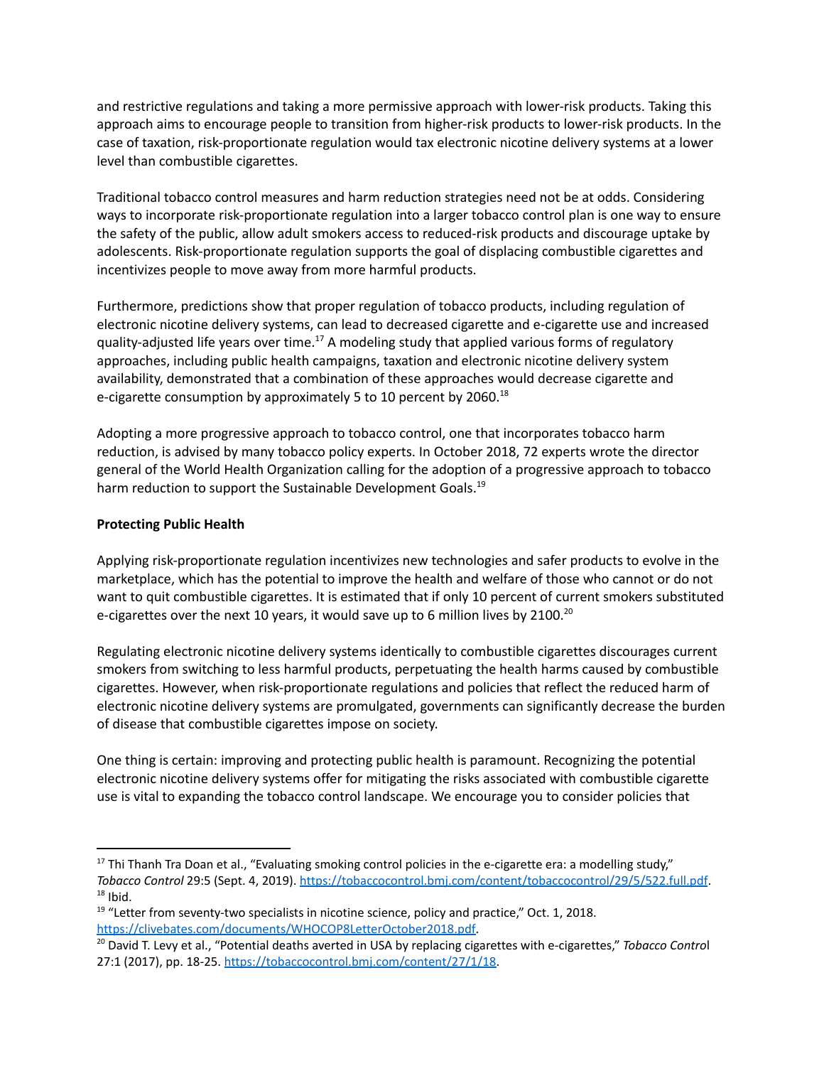and restrictive regulations and taking a more permissive approach with lower-risk products. Taking this approach aims to encourage people to transition from higher-risk products to lower-risk products. In the case of taxation, risk-proportionate regulation would tax electronic nicotine delivery systems at a lower level than combustible cigarettes.

Traditional tobacco control measures and harm reduction strategies need not be at odds. Considering ways to incorporate risk-proportionate regulation into a larger tobacco control plan is one way to ensure the safety of the public, allow adult smokers access to reduced-risk products and discourage uptake by adolescents. Risk-proportionate regulation supports the goal of displacing combustible cigarettes and incentivizes people to move away from more harmful products.

Furthermore, predictions show that proper regulation of tobacco products, including regulation of electronic nicotine delivery systems, can lead to decreased cigarette and e-cigarette use and increased quality-adjusted life years over time.[17] A modeling study that applied various forms of regulatory approaches, including public health campaigns, taxation and electronic nicotine delivery system availability, demonstrated that a combination of these approaches would decrease cigarette and e-cigarette consumption by approximately 5 to 10 percent by 2060.[18]

Adopting a more progressive approach to tobacco control, one that incorporates tobacco harm reduction, is advised by many tobacco policy experts. In October 2018, 72 experts wrote the director general of the World Health Organization calling for the adoption of a progressive approach to tobacco harm reduction to support the Sustainable Development Goals.[19]

**Protecting Public Health**

Applying risk-proportionate regulation incentivizes new technologies and safer products to evolve in the marketplace, which has the potential to improve the health and welfare of those who cannot or do not want to quit combustible cigarettes. It is estimated that if only 10 percent of current smokers substituted e-cigarettes over the next 10 years, it would save up to 6 million lives by 2100.[20]

Regulating electronic nicotine delivery systems identically to combustible cigarettes discourages current smokers from switching to less harmful products, perpetuating the health harms caused by combustible cigarettes. However, when risk-proportionate regulations and policies that reflect the reduced harm of electronic nicotine delivery systems are promulgated, governments can significantly decrease the burden of disease that combustible cigarettes impose on society.

One thing is certain: improving and protecting public health is paramount. Recognizing the potential electronic nicotine delivery systems offer for mitigating the risks associated with combustible cigarette use is vital to expanding the tobacco control landscape. We encourage you to consider policies that

---

[17] Thi Thanh Tra Doan et al., "Evaluating smoking control policies in the e-cigarette era: a modelling study," *Tobacco Control* 29:5 (Sept. 4, 2019). https://tobaccocontrol.bmj.com/content/tobaccocontrol/29/5/522.full.pdf.
[18] Ibid.
[19] "Letter from seventy-two specialists in nicotine science, policy and practice," Oct. 1, 2018. https://clivebates.com/documents/WHOCOP8LetterOctober2018.pdf.
[20] David T. Levy et al., "Potential deaths averted in USA by replacing cigarettes with e-cigarettes," *Tobacco Control* 27:1 (2017), pp. 18-25. https://tobaccocontrol.bmj.com/content/27/1/18.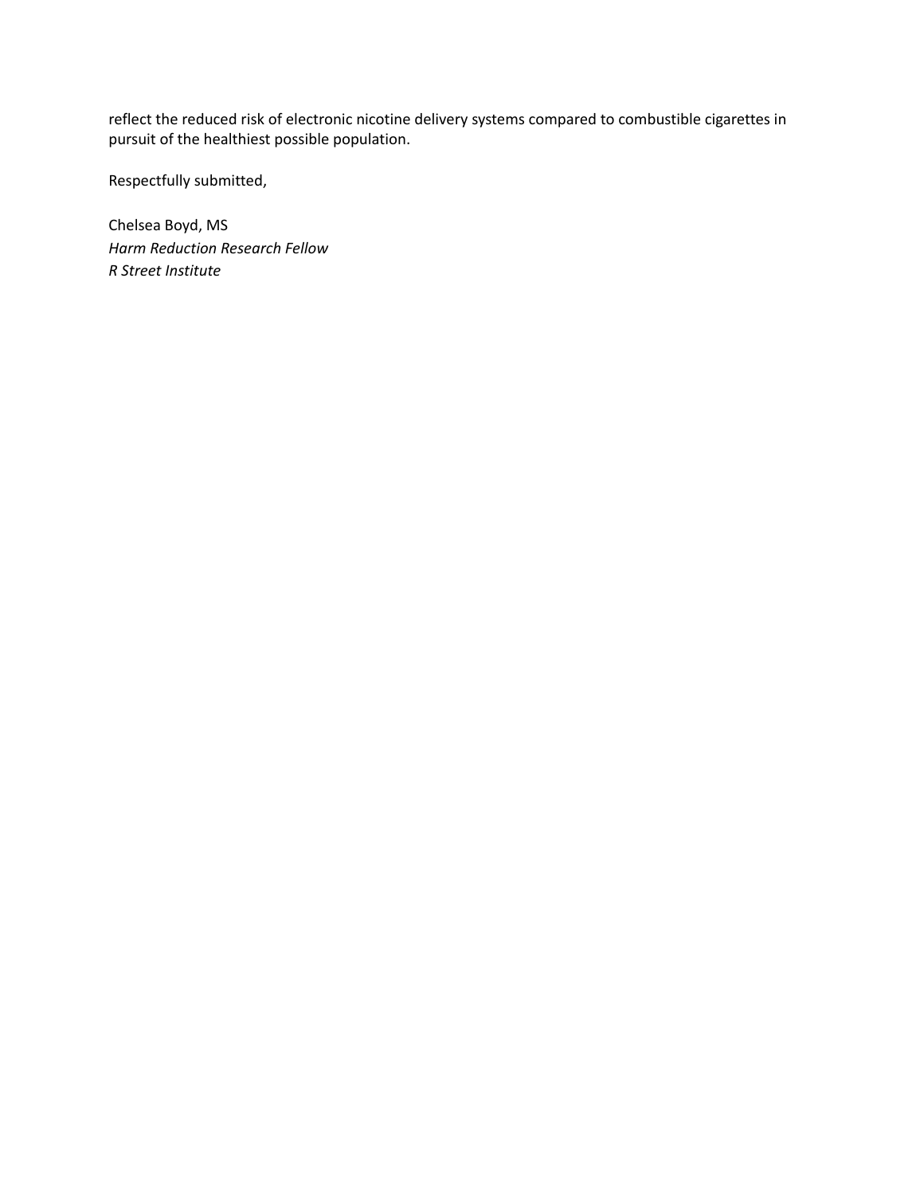reflect the reduced risk of electronic nicotine delivery systems compared to combustible cigarettes in pursuit of the healthiest possible population.

Respectfully submitted,

Chelsea Boyd, MS  
*Harm Reduction Research Fellow*  
*R Street Institute*